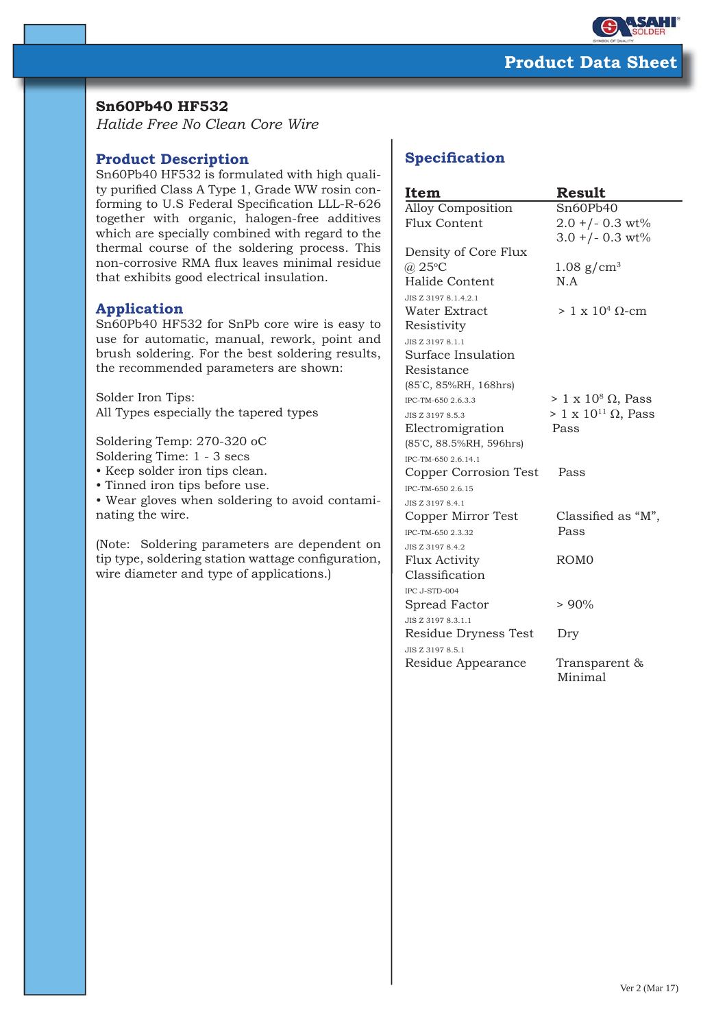Product Data Sheet

# Sn60Pb40 HF532

*Halide Free No Clean Core Wire*

## Product Description

Sn60Pb40 HF532 is formulated with high quality purified Class A Type 1, Grade WW rosin conforming to U.S Federal Specification LLL-R-626 together with organic, halogen-free additives which are specially combined with regard to the thermal course of the soldering process. This non-corrosive RMA flux leaves minimal residue that exhibits good electrical insulation.

## Application

Sn60Pb40 HF532 for SnPb core wire is easy to use for automatic, manual, rework, point and brush soldering. For the best soldering results, the recommended parameters are shown:

Solder Iron Tips:
All Types especially the tapered types

Soldering Temp: 270-320 oC
Soldering Time: 1 - 3 secs

- Keep solder iron tips clean.
- Tinned iron tips before use.
- Wear gloves when soldering to avoid contaminating the wire.

(Note: Soldering parameters are dependent on tip type, soldering station wattage configuration, wire diameter and type of applications.)

## Specification

| Item | Result |
|---|---|
| Alloy Composition | Sn60Pb40 |
| Flux Content | 2.0 +/- 0.3 wt%<br>3.0 +/- 0.3 wt% |
| Density of Core Flux @ 25°C | 1.08 g/cm$^3$ |
| Halide Content<br>JIS Z 3197 8.1.4.2.1 | N.A |
| Water Extract Resistivity<br>JIS Z 3197 8.1.1 | > 1 x $10^4$ Ω-cm |
| Surface Insulation Resistance (85°C, 85%RH, 168hrs)<br>IPC-TM-650 2.6.3.3<br>JIS Z 3197 8.5.3 | > 1 x $10^8$ Ω, Pass<br>> 1 x $10^{11}$ Ω, Pass |
| Electromigration (85°C, 88.5%RH, 596hrs)<br>IPC-TM-650 2.6.14.1 | Pass |
| Copper Corrosion Test<br>IPC-TM-650 2.6.15<br>JIS Z 3197 8.4.1 | Pass |
| Copper Mirror Test<br>IPC-TM-650 2.3.32<br>JIS Z 3197 8.4.2 | Classified as "M", Pass |
| Flux Activity Classification<br>IPC J-STD-004 | ROM0 |
| Spread Factor<br>JIS Z 3197 8.3.1.1 | > 90% |
| Residue Dryness Test<br>JIS Z 3197 8.5.1 | Dry |
| Residue Appearance | Transparent & Minimal |

Ver 2 (Mar 17)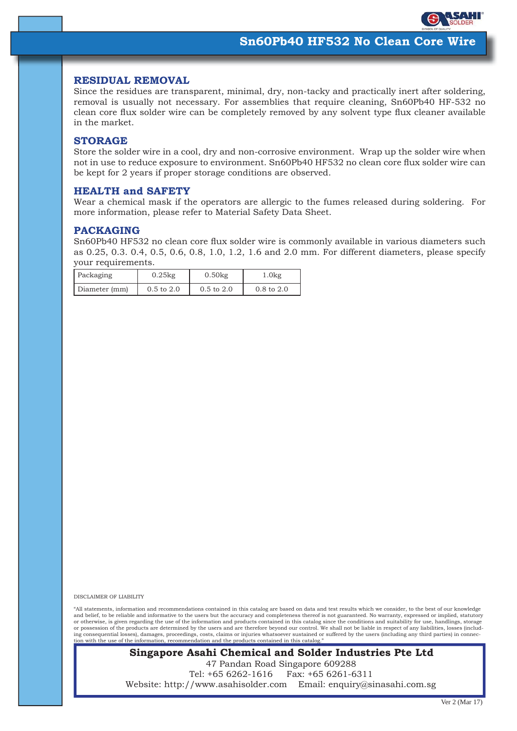## RESIDUAL REMOVAL

Since the residues are transparent, minimal, dry, non-tacky and practically inert after soldering, removal is usually not necessary. For assemblies that require cleaning, Sn60Pb40 HF-532 no clean core flux solder wire can be completely removed by any solvent type flux cleaner available in the market.

## STORAGE

Store the solder wire in a cool, dry and non-corrosive environment. Wrap up the solder wire when not in use to reduce exposure to environment. Sn60Pb40 HF532 no clean core flux solder wire can be kept for 2 years if proper storage conditions are observed.

## HEALTH and SAFETY

Wear a chemical mask if the operators are allergic to the fumes released during soldering. For more information, please refer to Material Safety Data Sheet.

## PACKAGING

Sn60Pb40 HF532 no clean core flux solder wire is commonly available in various diameters such as 0.25, 0.3. 0.4, 0.5, 0.6, 0.8, 1.0, 1.2, 1.6 and 2.0 mm. For different diameters, please specify your requirements.

| Packaging | 0.25kg | 0.50kg | 1.0kg |
|---|---|---|---|
| Diameter (mm) | 0.5 to 2.0 | 0.5 to 2.0 | 0.8 to 2.0 |

DISCLAIMER OF LIABILITY

"All statements, information and recommendations contained in this catalog are based on data and test results which we consider, to the best of our knowledge and belief, to be reliable and informative to the users but the accuracy and completeness thereof is not guaranteed. No warranty, expressed or implied, statutory or otherwise, is given regarding the use of the information and products contained in this catalog since the conditions and suitability for use, handlings, storage or possession of the products are determined by the users and are therefore beyond our control. We shall not be liable in respect of any liabilities, losses (including consequential losses), damages, proceedings, costs, claims or injuries whatsoever sustained or suffered by the users (including any third parties) in connection with the use of the information, recommendation and the products contained in this catalog."

**Singapore Asahi Chemical and Solder Industries Pte Ltd**
47 Pandan Road Singapore 609288
Tel: +65 6262-1616 Fax: +65 6261-6311
Website: http://www.asahisolder.com Email: enquiry@sinasahi.com.sg

Ver 2 (Mar 17)